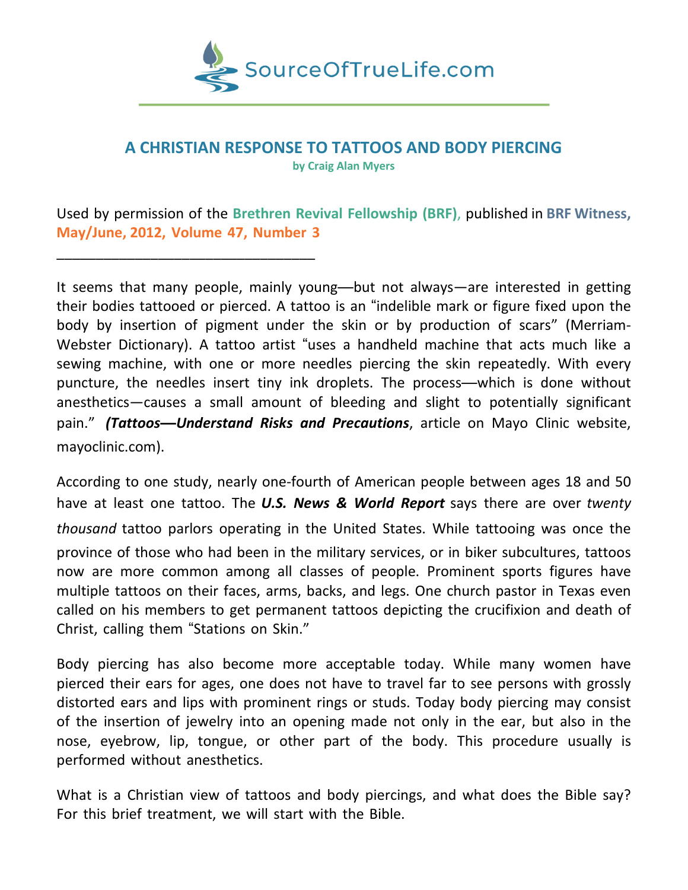SourceOfTrueLife.com

# A CHRISTIAN RESPONSE TO TATTOOS AND BODY PIERCING

**by Craig Alan Myers**

Used by permission of the **Brethren Revival Fellowship (BRF)**, published in **BRF Witness, May/June, 2012, Volume 47, Number 3**

________________________________

It seems that many people, mainly young—but not always—are interested in getting their bodies tattooed or pierced. A tattoo is an "indelible mark or figure fixed upon the body by insertion of pigment under the skin or by production of scars" (Merriam-Webster Dictionary). A tattoo artist "uses a handheld machine that acts much like a sewing machine, with one or more needles piercing the skin repeatedly. With every puncture, the needles insert tiny ink droplets. The process—which is done without anesthetics—causes a small amount of bleeding and slight to potentially significant pain." ***(Tattoos—Understand Risks and Precautions***, article on Mayo Clinic website, mayoclinic.com).

According to one study, nearly one-fourth of American people between ages 18 and 50 have at least one tattoo. The ***U.S. News & World Report*** says there are over *twenty thousand* tattoo parlors operating in the United States. While tattooing was once the province of those who had been in the military services, or in biker subcultures, tattoos now are more common among all classes of people. Prominent sports figures have multiple tattoos on their faces, arms, backs, and legs. One church pastor in Texas even called on his members to get permanent tattoos depicting the crucifixion and death of Christ, calling them "Stations on Skin."

Body piercing has also become more acceptable today. While many women have pierced their ears for ages, one does not have to travel far to see persons with grossly distorted ears and lips with prominent rings or studs. Today body piercing may consist of the insertion of jewelry into an opening made not only in the ear, but also in the nose, eyebrow, lip, tongue, or other part of the body. This procedure usually is performed without anesthetics.

What is a Christian view of tattoos and body piercings, and what does the Bible say? For this brief treatment, we will start with the Bible.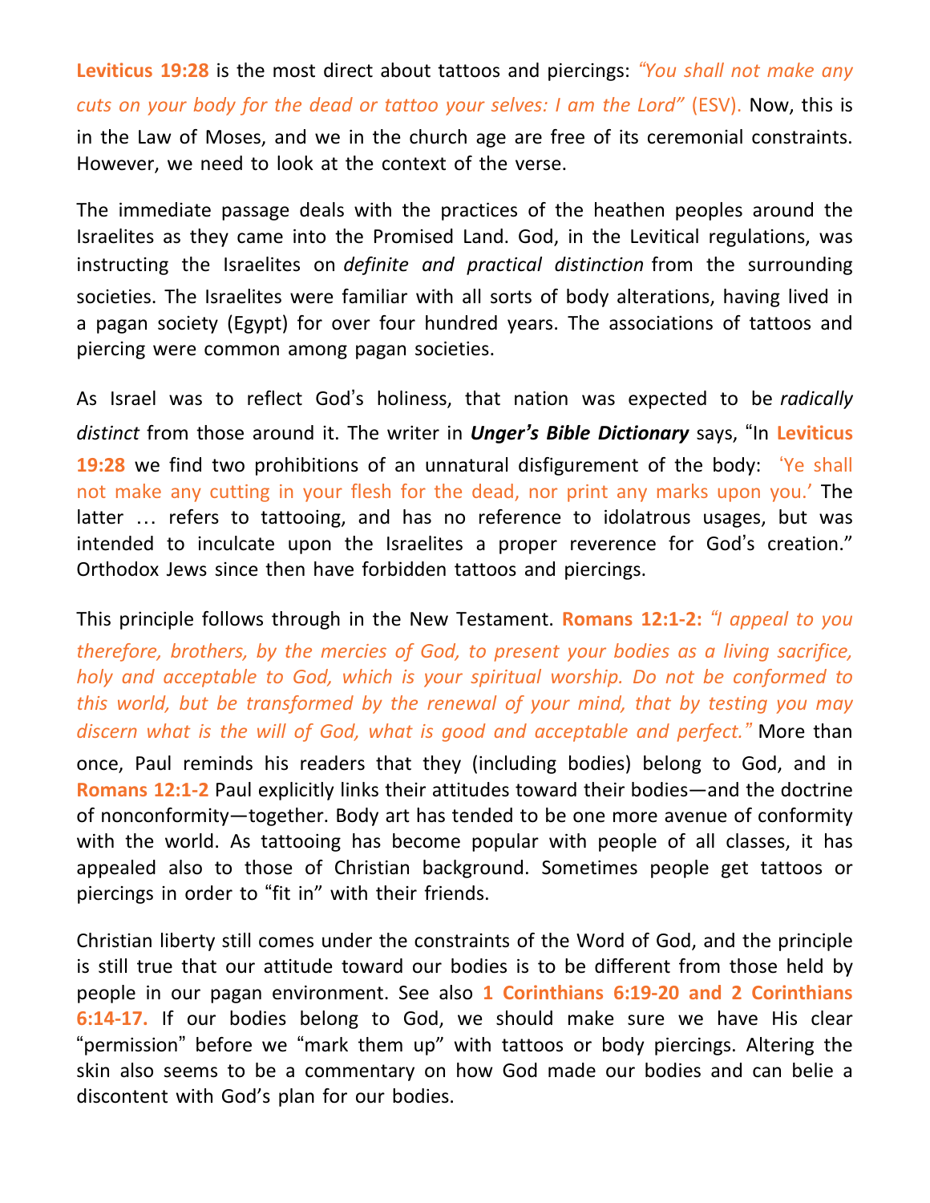**Leviticus 19:28** is the most direct about tattoos and piercings: *"You shall not make any cuts on your body for the dead or tattoo your selves: I am the Lord"* (ESV). Now, this is in the Law of Moses, and we in the church age are free of its ceremonial constraints. However, we need to look at the context of the verse.

The immediate passage deals with the practices of the heathen peoples around the Israelites as they came into the Promised Land. God, in the Levitical regulations, was instructing the Israelites on *definite and practical distinction* from the surrounding societies. The Israelites were familiar with all sorts of body alterations, having lived in a pagan society (Egypt) for over four hundred years. The associations of tattoos and piercing were common among pagan societies.

As Israel was to reflect God's holiness, that nation was expected to be *radically distinct* from those around it. The writer in ***Unger's Bible Dictionary*** says, "In **Leviticus 19:28** we find two prohibitions of an unnatural disfigurement of the body: 'Ye shall not make any cutting in your flesh for the dead, nor print any marks upon you.' The latter … refers to tattooing, and has no reference to idolatrous usages, but was intended to inculcate upon the Israelites a proper reverence for God's creation." Orthodox Jews since then have forbidden tattoos and piercings.

This principle follows through in the New Testament. **Romans 12:1-2:** *"I appeal to you therefore, brothers, by the mercies of God, to present your bodies as a living sacrifice, holy and acceptable to God, which is your spiritual worship. Do not be conformed to this world, but be transformed by the renewal of your mind, that by testing you may discern what is the will of God, what is good and acceptable and perfect."* More than once, Paul reminds his readers that they (including bodies) belong to God, and in **Romans 12:1-2** Paul explicitly links their attitudes toward their bodies—and the doctrine of nonconformity—together. Body art has tended to be one more avenue of conformity with the world. As tattooing has become popular with people of all classes, it has appealed also to those of Christian background. Sometimes people get tattoos or piercings in order to "fit in" with their friends.

Christian liberty still comes under the constraints of the Word of God, and the principle is still true that our attitude toward our bodies is to be different from those held by people in our pagan environment. See also **1 Corinthians 6:19-20 and 2 Corinthians 6:14-17.** If our bodies belong to God, we should make sure we have His clear "permission" before we "mark them up" with tattoos or body piercings. Altering the skin also seems to be a commentary on how God made our bodies and can belie a discontent with God's plan for our bodies.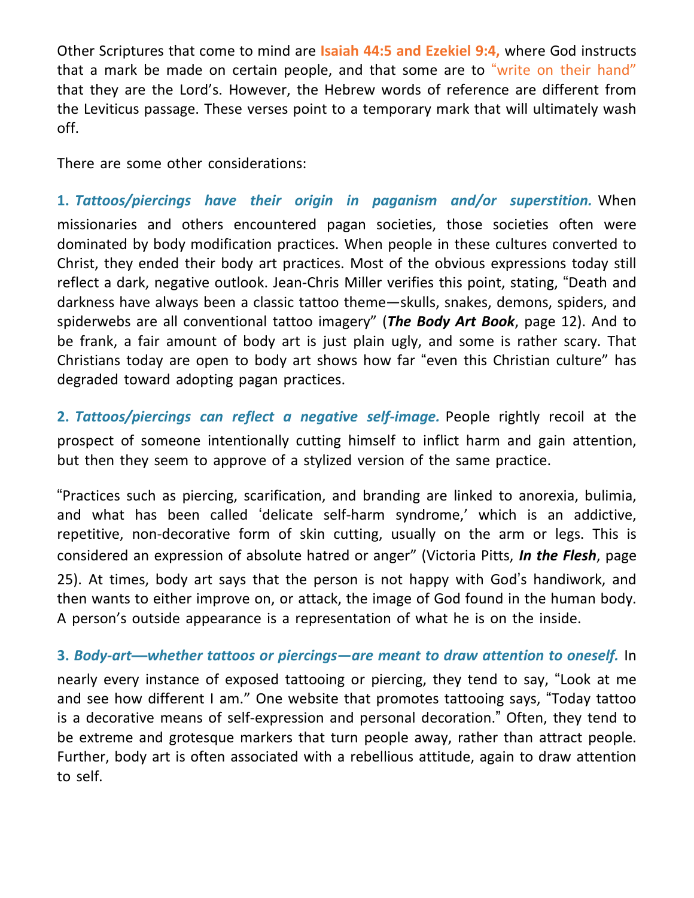Other Scriptures that come to mind are **Isaiah 44:5 and Ezekiel 9:4,** where God instructs that a mark be made on certain people, and that some are to "write on their hand" that they are the Lord's. However, the Hebrew words of reference are different from the Leviticus passage. These verses point to a temporary mark that will ultimately wash off.

There are some other considerations:

**1.** ***Tattoos/piercings have their origin in paganism and/or superstition.*** When missionaries and others encountered pagan societies, those societies often were dominated by body modification practices. When people in these cultures converted to Christ, they ended their body art practices. Most of the obvious expressions today still reflect a dark, negative outlook. Jean-Chris Miller verifies this point, stating, "Death and darkness have always been a classic tattoo theme—skulls, snakes, demons, spiders, and spiderwebs are all conventional tattoo imagery" (***The Body Art Book***, page 12). And to be frank, a fair amount of body art is just plain ugly, and some is rather scary. That Christians today are open to body art shows how far "even this Christian culture" has degraded toward adopting pagan practices.

**2.** ***Tattoos/piercings can reflect a negative self-image.*** People rightly recoil at the prospect of someone intentionally cutting himself to inflict harm and gain attention, but then they seem to approve of a stylized version of the same practice.

"Practices such as piercing, scarification, and branding are linked to anorexia, bulimia, and what has been called 'delicate self-harm syndrome,' which is an addictive, repetitive, non-decorative form of skin cutting, usually on the arm or legs. This is considered an expression of absolute hatred or anger" (Victoria Pitts, ***In the Flesh***, page 25). At times, body art says that the person is not happy with God's handiwork, and then wants to either improve on, or attack, the image of God found in the human body. A person's outside appearance is a representation of what he is on the inside.

**3.** ***Body-art—whether tattoos or piercings—are meant to draw attention to oneself.*** In nearly every instance of exposed tattooing or piercing, they tend to say, "Look at me and see how different I am." One website that promotes tattooing says, "Today tattoo is a decorative means of self-expression and personal decoration." Often, they tend to be extreme and grotesque markers that turn people away, rather than attract people. Further, body art is often associated with a rebellious attitude, again to draw attention to self.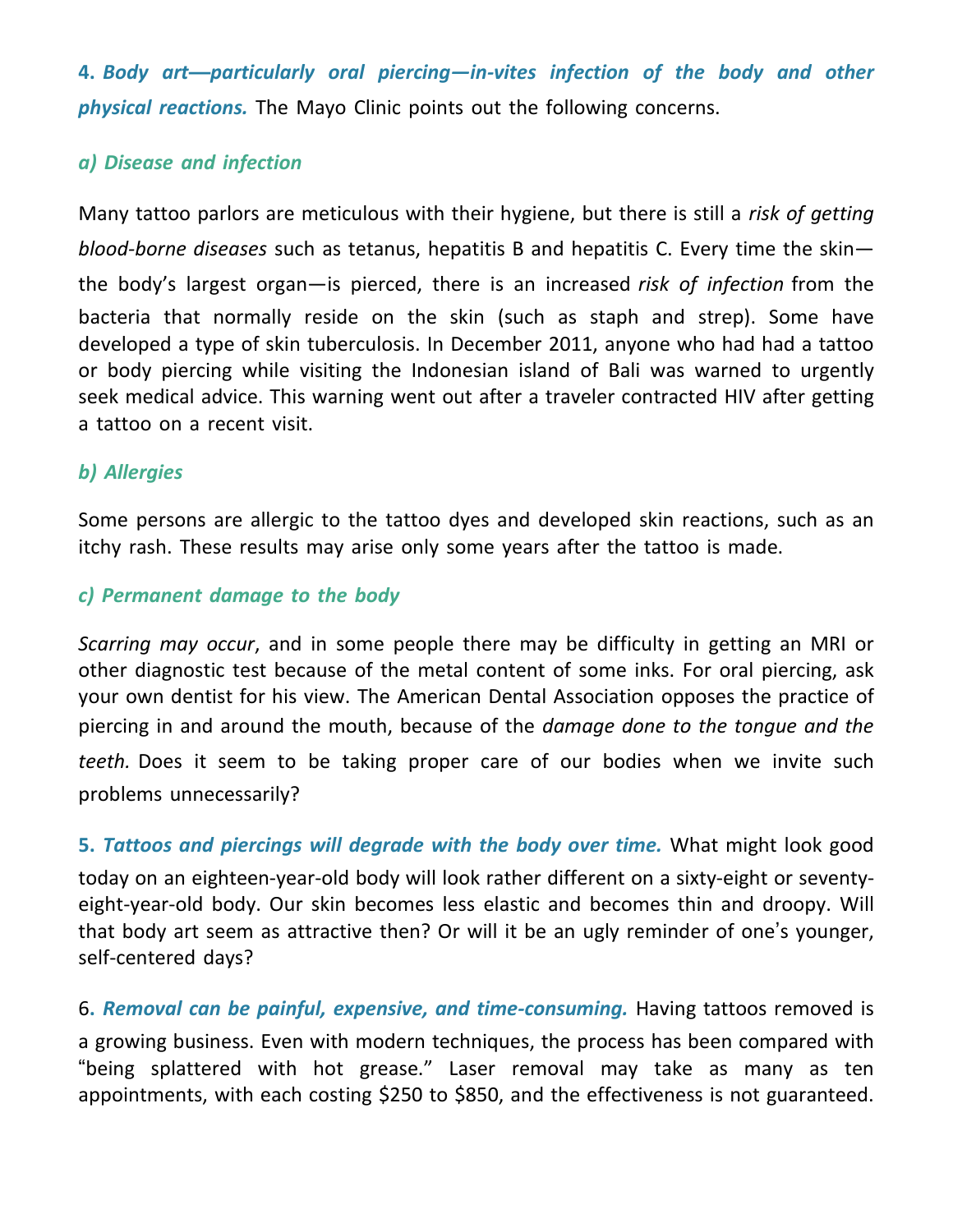**4. *Body art—particularly oral piercing—in-vites infection of the body and other physical reactions.*** The Mayo Clinic points out the following concerns.

### *a) Disease and infection*

Many tattoo parlors are meticulous with their hygiene, but there is still a *risk of getting blood-borne diseases* such as tetanus, hepatitis B and hepatitis C. Every time the skin—the body's largest organ—is pierced, there is an increased *risk of infection* from the bacteria that normally reside on the skin (such as staph and strep). Some have developed a type of skin tuberculosis. In December 2011, anyone who had had a tattoo or body piercing while visiting the Indonesian island of Bali was warned to urgently seek medical advice. This warning went out after a traveler contracted HIV after getting a tattoo on a recent visit.

### *b) Allergies*

Some persons are allergic to the tattoo dyes and developed skin reactions, such as an itchy rash. These results may arise only some years after the tattoo is made.

### *c) Permanent damage to the body*

*Scarring may occur*, and in some people there may be difficulty in getting an MRI or other diagnostic test because of the metal content of some inks. For oral piercing, ask your own dentist for his view. The American Dental Association opposes the practice of piercing in and around the mouth, because of the *damage done to the tongue and the teeth.* Does it seem to be taking proper care of our bodies when we invite such problems unnecessarily?

**5. *Tattoos and piercings will degrade with the body over time.*** What might look good today on an eighteen-year-old body will look rather different on a sixty-eight or seventy-eight-year-old body. Our skin becomes less elastic and becomes thin and droopy. Will that body art seem as attractive then? Or will it be an ugly reminder of one's younger, self-centered days?

6. ***Removal can be painful, expensive, and time-consuming.*** Having tattoos removed is a growing business. Even with modern techniques, the process has been compared with "being splattered with hot grease." Laser removal may take as many as ten appointments, with each costing $250 to $850, and the effectiveness is not guaranteed.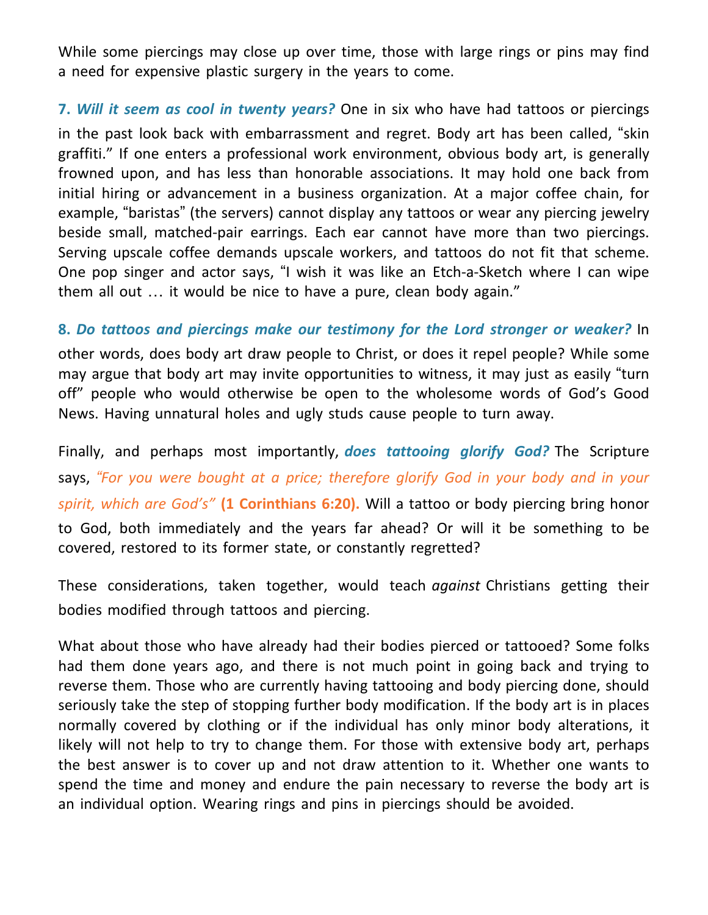While some piercings may close up over time, those with large rings or pins may find a need for expensive plastic surgery in the years to come.

**7.** ***Will it seem as cool in twenty years?*** One in six who have had tattoos or piercings in the past look back with embarrassment and regret. Body art has been called, "skin graffiti." If one enters a professional work environment, obvious body art, is generally frowned upon, and has less than honorable associations. It may hold one back from initial hiring or advancement in a business organization. At a major coffee chain, for example, "baristas" (the servers) cannot display any tattoos or wear any piercing jewelry beside small, matched-pair earrings. Each ear cannot have more than two piercings. Serving upscale coffee demands upscale workers, and tattoos do not fit that scheme. One pop singer and actor says, "I wish it was like an Etch-a-Sketch where I can wipe them all out … it would be nice to have a pure, clean body again."

**8.** ***Do tattoos and piercings make our testimony for the Lord stronger or weaker?*** In other words, does body art draw people to Christ, or does it repel people? While some may argue that body art may invite opportunities to witness, it may just as easily "turn off" people who would otherwise be open to the wholesome words of God's Good News. Having unnatural holes and ugly studs cause people to turn away.

Finally, and perhaps most importantly, ***does tattooing glorify God?*** The Scripture says, *"For you were bought at a price; therefore glorify God in your body and in your spirit, which are God's"* **(1 Corinthians 6:20).** Will a tattoo or body piercing bring honor to God, both immediately and the years far ahead? Or will it be something to be covered, restored to its former state, or constantly regretted?

These considerations, taken together, would teach *against* Christians getting their bodies modified through tattoos and piercing.

What about those who have already had their bodies pierced or tattooed? Some folks had them done years ago, and there is not much point in going back and trying to reverse them. Those who are currently having tattooing and body piercing done, should seriously take the step of stopping further body modification. If the body art is in places normally covered by clothing or if the individual has only minor body alterations, it likely will not help to try to change them. For those with extensive body art, perhaps the best answer is to cover up and not draw attention to it. Whether one wants to spend the time and money and endure the pain necessary to reverse the body art is an individual option. Wearing rings and pins in piercings should be avoided.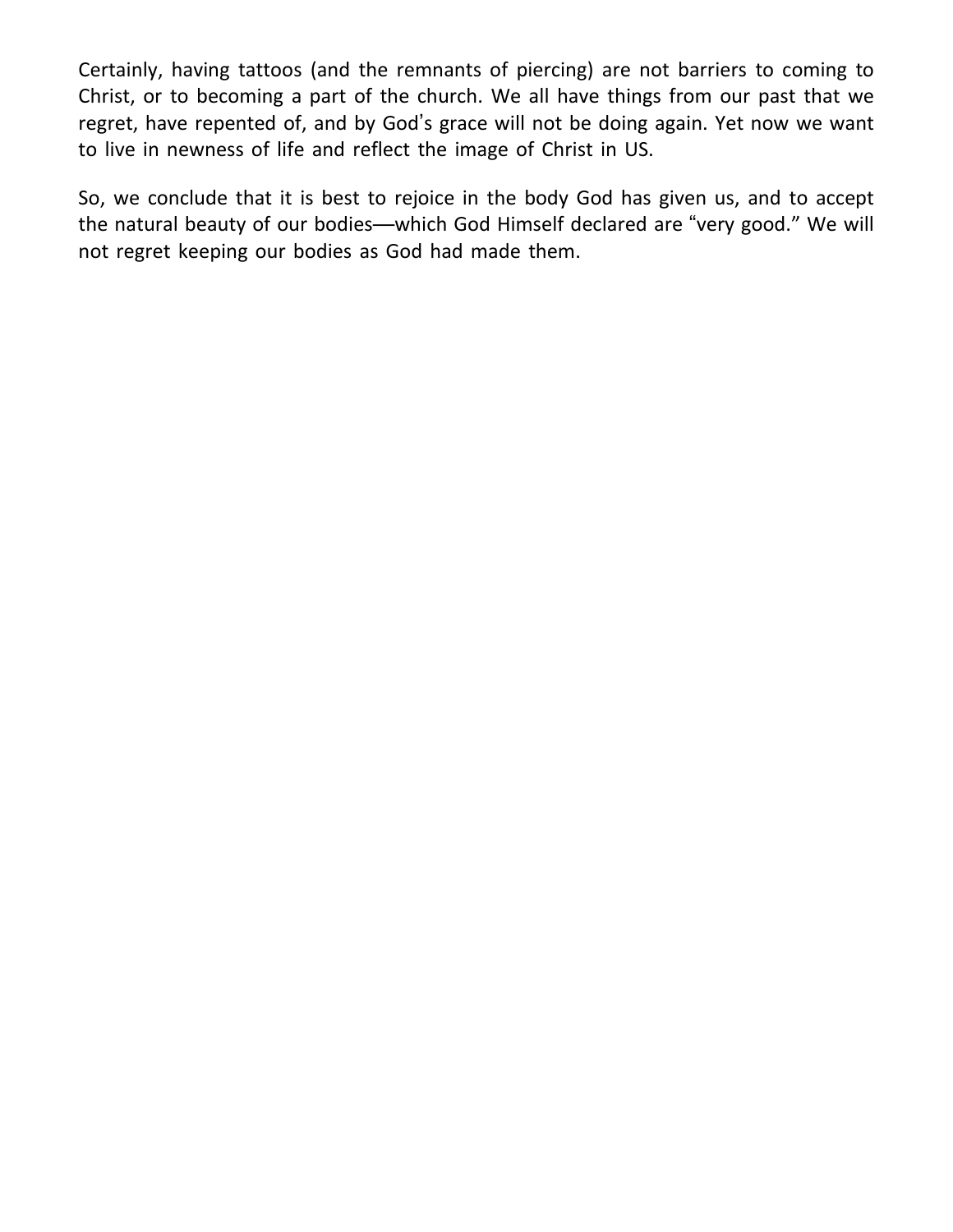Certainly, having tattoos (and the remnants of piercing) are not barriers to coming to Christ, or to becoming a part of the church. We all have things from our past that we regret, have repented of, and by God's grace will not be doing again. Yet now we want to live in newness of life and reflect the image of Christ in US.

So, we conclude that it is best to rejoice in the body God has given us, and to accept the natural beauty of our bodies—which God Himself declared are "very good." We will not regret keeping our bodies as God had made them.